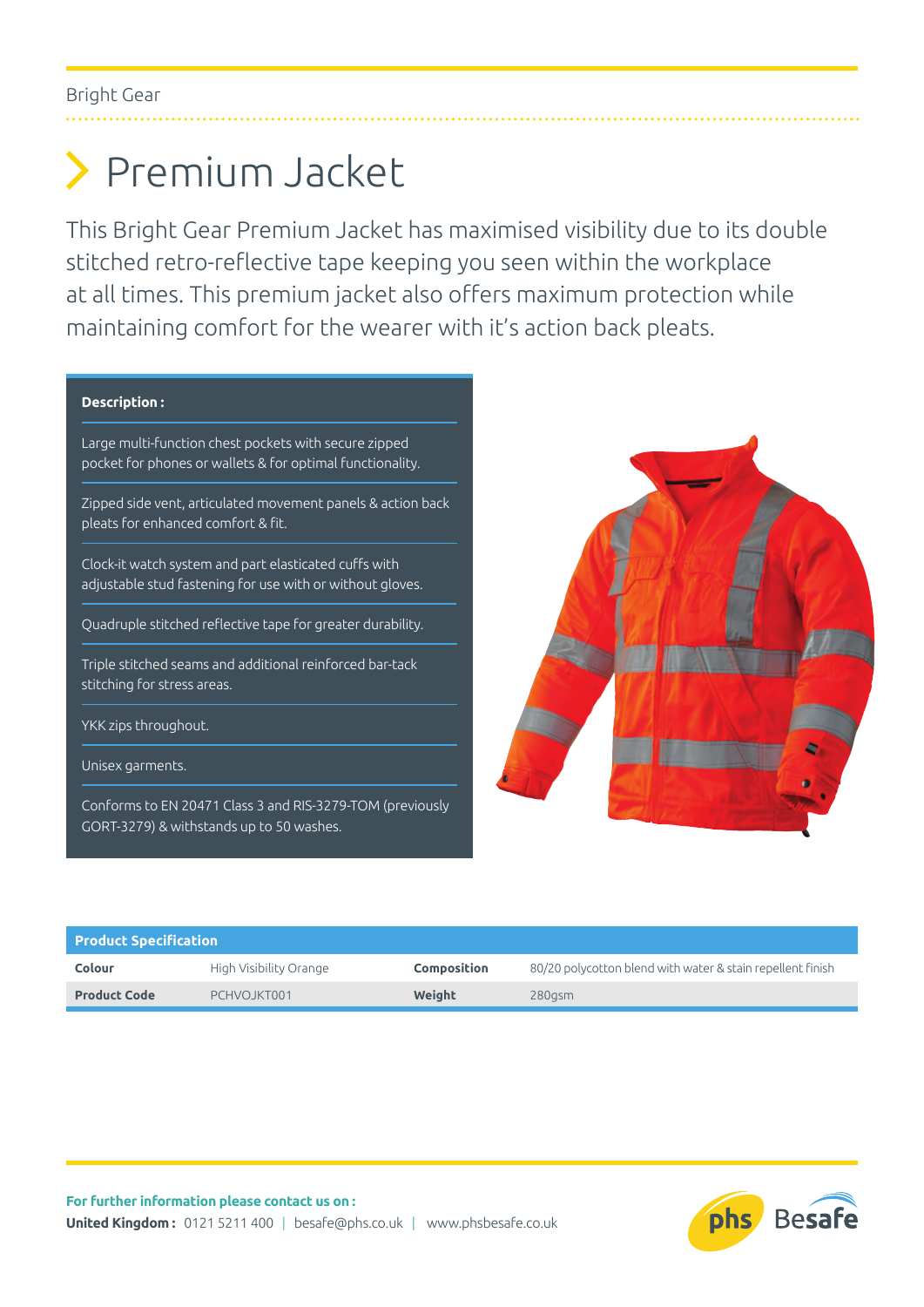Bright Gear

# Premium Jacket

This Bright Gear Premium Jacket has maximised visibility due to its double stitched retro-reflective tape keeping you seen within the workplace at all times. This premium jacket also offers maximum protection while maintaining comfort for the wearer with it's action back pleats.

**Description :**

- Large multi-function chest pockets with secure zipped pocket for phones or wallets & for optimal functionality.
- Zipped side vent, articulated movement panels & action back pleats for enhanced comfort & fit.
- Clock-it watch system and part elasticated cuffs with adjustable stud fastening for use with or without gloves.
- Quadruple stitched reflective tape for greater durability.
- Triple stitched seams and additional reinforced bar-tack stitching for stress areas.
- YKK zips throughout.
- Unisex garments.
- Conforms to EN 20471 Class 3 and RIS-3279-TOM (previously GORT-3279) & withstands up to 50 washes.

| Product Specification | | | |
|---|---|---|---|
| **Colour** | High Visibility Orange | **Composition** | 80/20 polycotton blend with water & stain repellent finish |
| **Product Code** | PCHVOJKT001 | **Weight** | 280gsm |

**For further information please contact us on :**
**United Kingdom :** 0121 5211 400 | besafe@phs.co.uk | www.phsbesafe.co.uk

phs Besafe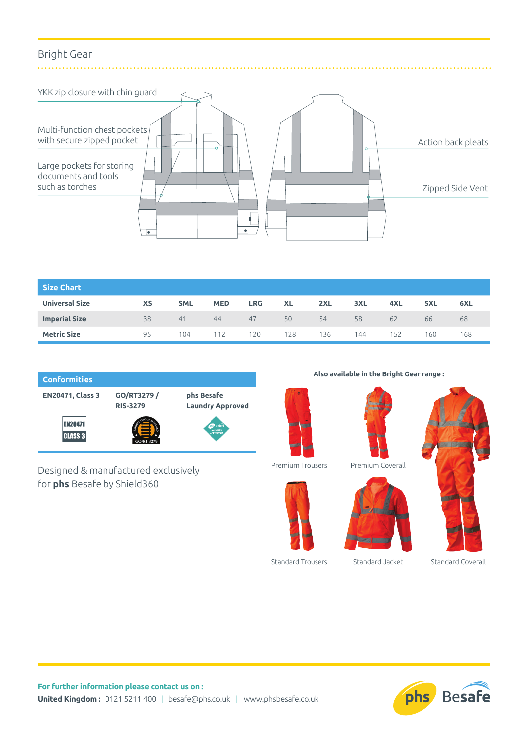## Bright Gear

YKK zip closure with chin guard

Multi-function chest pockets with secure zipped pocket

Large pockets for storing documents and tools such as torches

Action back pleats

Zipped Side Vent

### Size Chart

| Universal Size | XS | SML | MED | LRG | XL | 2XL | 3XL | 4XL | 5XL | 6XL |
|---|---|---|---|---|---|---|---|---|---|---|
| **Imperial Size** | 38 | 41 | 44 | 47 | 50 | 54 | 58 | 62 | 66 | 68 |
| **Metric Size** | 95 | 104 | 112 | 120 | 128 | 136 | 144 | 152 | 160 | 168 |

### Conformities

| EN20471, Class 3 | GO/RT3279 / RIS-3279 | phs Besafe Laundry Approved |
|---|---|---|

Designed & manufactured exclusively for **phs** Besafe by Shield360

**Also available in the Bright Gear range :**

Premium Trousers

Premium Coverall

Standard Trousers

Standard Jacket

Standard Coverall

**For further information please contact us on :**

**United Kingdom :** 0121 5211 400 | besafe@phs.co.uk | www.phsbesafe.co.uk